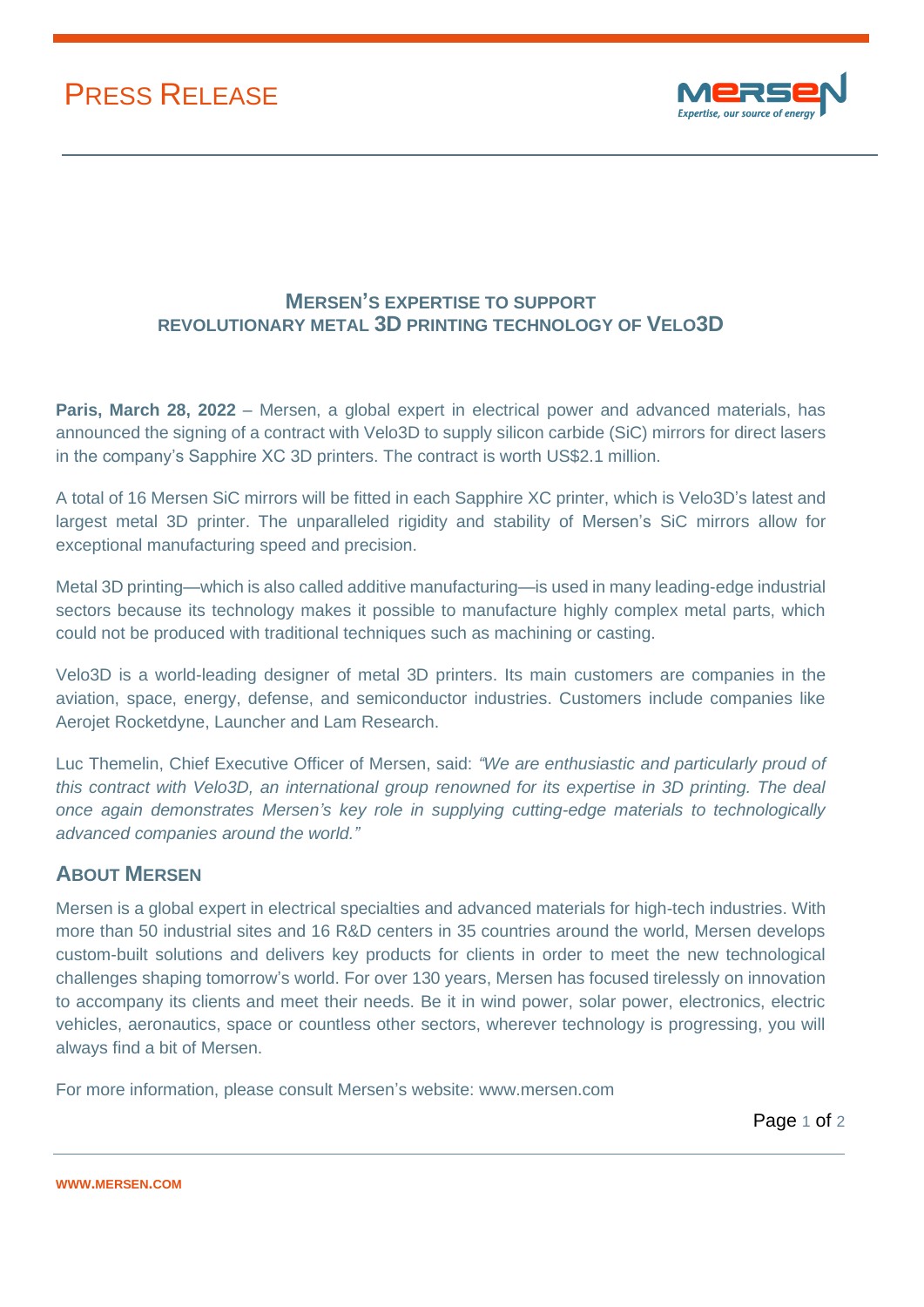# PRESS RELEASE

## MERSEN'S EXPERTISE TO SUPPORT REVOLUTIONARY METAL 3D PRINTING TECHNOLOGY OF VELO3D

**Paris, March 28, 2022** – Mersen, a global expert in electrical power and advanced materials, has announced the signing of a contract with Velo3D to supply silicon carbide (SiC) mirrors for direct lasers in the company's Sapphire XC 3D printers. The contract is worth US$2.1 million.

A total of 16 Mersen SiC mirrors will be fitted in each Sapphire XC printer, which is Velo3D's latest and largest metal 3D printer. The unparalleled rigidity and stability of Mersen's SiC mirrors allow for exceptional manufacturing speed and precision.

Metal 3D printing—which is also called additive manufacturing—is used in many leading-edge industrial sectors because its technology makes it possible to manufacture highly complex metal parts, which could not be produced with traditional techniques such as machining or casting.

Velo3D is a world-leading designer of metal 3D printers. Its main customers are companies in the aviation, space, energy, defense, and semiconductor industries. Customers include companies like Aerojet Rocketdyne, Launcher and Lam Research.

Luc Themelin, Chief Executive Officer of Mersen, said: *"We are enthusiastic and particularly proud of this contract with Velo3D, an international group renowned for its expertise in 3D printing. The deal once again demonstrates Mersen's key role in supplying cutting-edge materials to technologically advanced companies around the world."*

## ABOUT MERSEN

Mersen is a global expert in electrical specialties and advanced materials for high-tech industries. With more than 50 industrial sites and 16 R&D centers in 35 countries around the world, Mersen develops custom-built solutions and delivers key products for clients in order to meet the new technological challenges shaping tomorrow's world. For over 130 years, Mersen has focused tirelessly on innovation to accompany its clients and meet their needs. Be it in wind power, solar power, electronics, electric vehicles, aeronautics, space or countless other sectors, wherever technology is progressing, you will always find a bit of Mersen.

For more information, please consult Mersen's website: www.mersen.com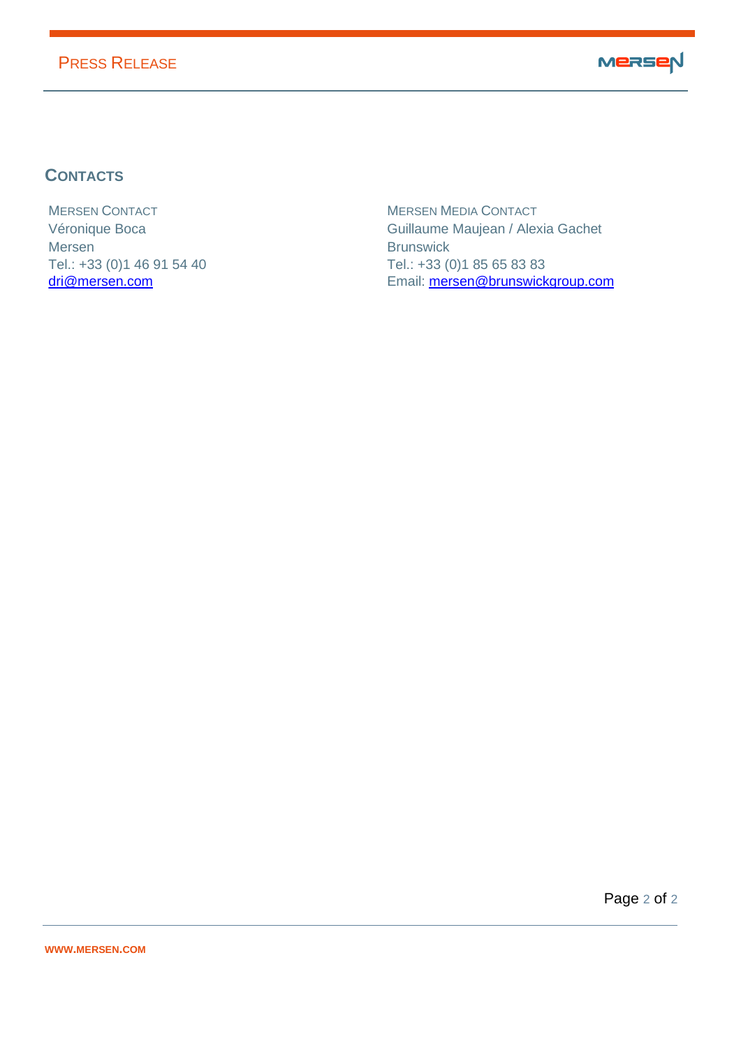## CONTACTS

MERSEN CONTACT
Véronique Boca
Mersen
Tel.: +33 (0)1 46 91 54 40
dri@mersen.com

MERSEN MEDIA CONTACT
Guillaume Maujean / Alexia Gachet
Brunswick
Tel.: +33 (0)1 85 65 83 83
Email: mersen@brunswickgroup.com